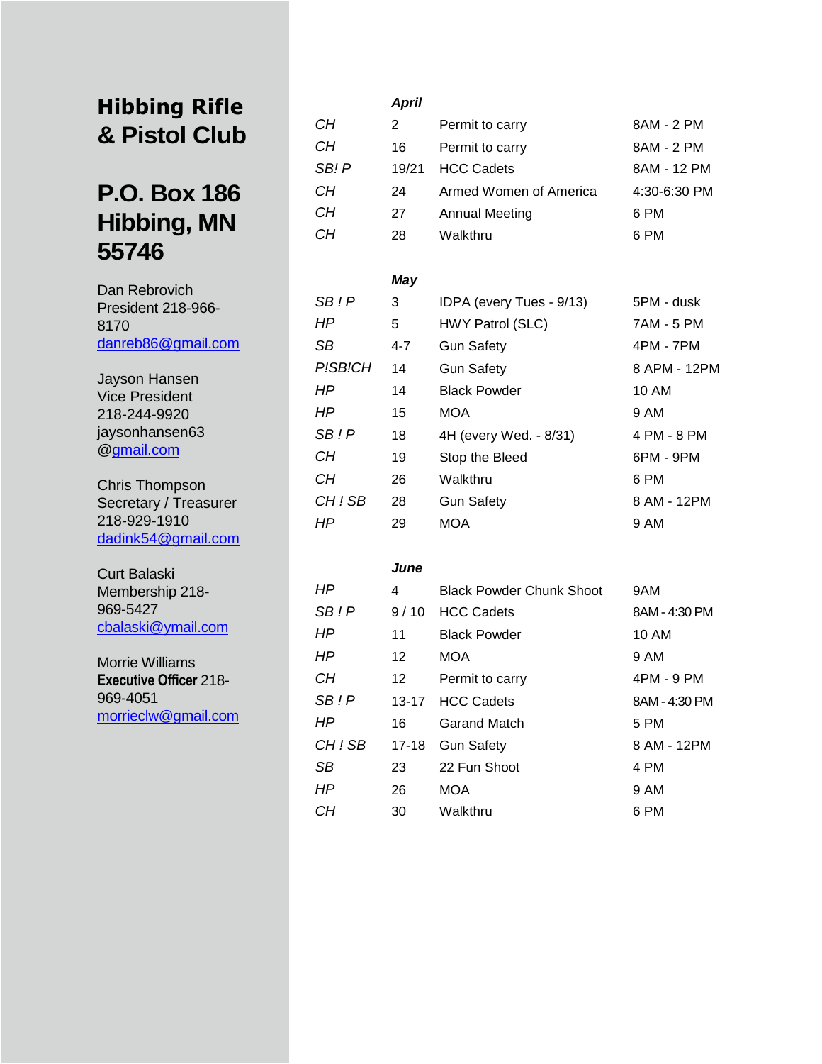# Hibbing Rifle & Pistol Club

## P.O. Box 186 Hibbing, MN 55746

Dan Rebrovich
President 218-966-8170
danreb86@gmail.com

Jayson Hansen
Vice President
218-244-9920
jaysonhansen63@gmail.com

Chris Thompson
Secretary / Treasurer
218-929-1910
dadink54@gmail.com

Curt Balaski
Membership 218-969-5427
cbalaski@ymail.com

Morrie Williams
**Executive Officer** 218-969-4051
morrieclw@gmail.com

| | ***April*** | | |
|---|---|---|---|
| *CH* | 2 | Permit to carry | 8AM - 2 PM |
| *CH* | 16 | Permit to carry | 8AM - 2 PM |
| *SB! P* | 19/21 | HCC Cadets | 8AM - 12 PM |
| *CH* | 24 | Armed Women of America | 4:30-6:30 PM |
| *CH* | 27 | Annual Meeting | 6 PM |
| *CH* | 28 | Walkthru | 6 PM |
| | ***May*** | | |
| *SB ! P* | 3 | IDPA (every Tues - 9/13) | 5PM - dusk |
| *HP* | 5 | HWY Patrol (SLC) | 7AM - 5 PM |
| *SB* | 4-7 | Gun Safety | 4PM - 7PM |
| *P!SB!CH* | 14 | Gun Safety | 8 APM - 12PM |
| *HP* | 14 | Black Powder | 10 AM |
| *HP* | 15 | MOA | 9 AM |
| *SB ! P* | 18 | 4H (every Wed. - 8/31) | 4 PM - 8 PM |
| *CH* | 19 | Stop the Bleed | 6PM - 9PM |
| *CH* | 26 | Walkthru | 6 PM |
| *CH ! SB* | 28 | Gun Safety | 8 AM - 12PM |
| *HP* | 29 | MOA | 9 AM |
| | ***June*** | | |
| *HP* | 4 | Black Powder Chunk Shoot | 9AM |
| *SB ! P* | 9 / 10 | HCC Cadets | 8AM - 4:30 PM |
| *HP* | 11 | Black Powder | 10 AM |
| *HP* | 12 | MOA | 9 AM |
| *CH* | 12 | Permit to carry | 4PM - 9 PM |
| *SB ! P* | 13-17 | HCC Cadets | 8AM - 4:30 PM |
| *HP* | 16 | Garand Match | 5 PM |
| *CH ! SB* | 17-18 | Gun Safety | 8 AM - 12PM |
| *SB* | 23 | 22 Fun Shoot | 4 PM |
| *HP* | 26 | MOA | 9 AM |
| *CH* | 30 | Walkthru | 6 PM |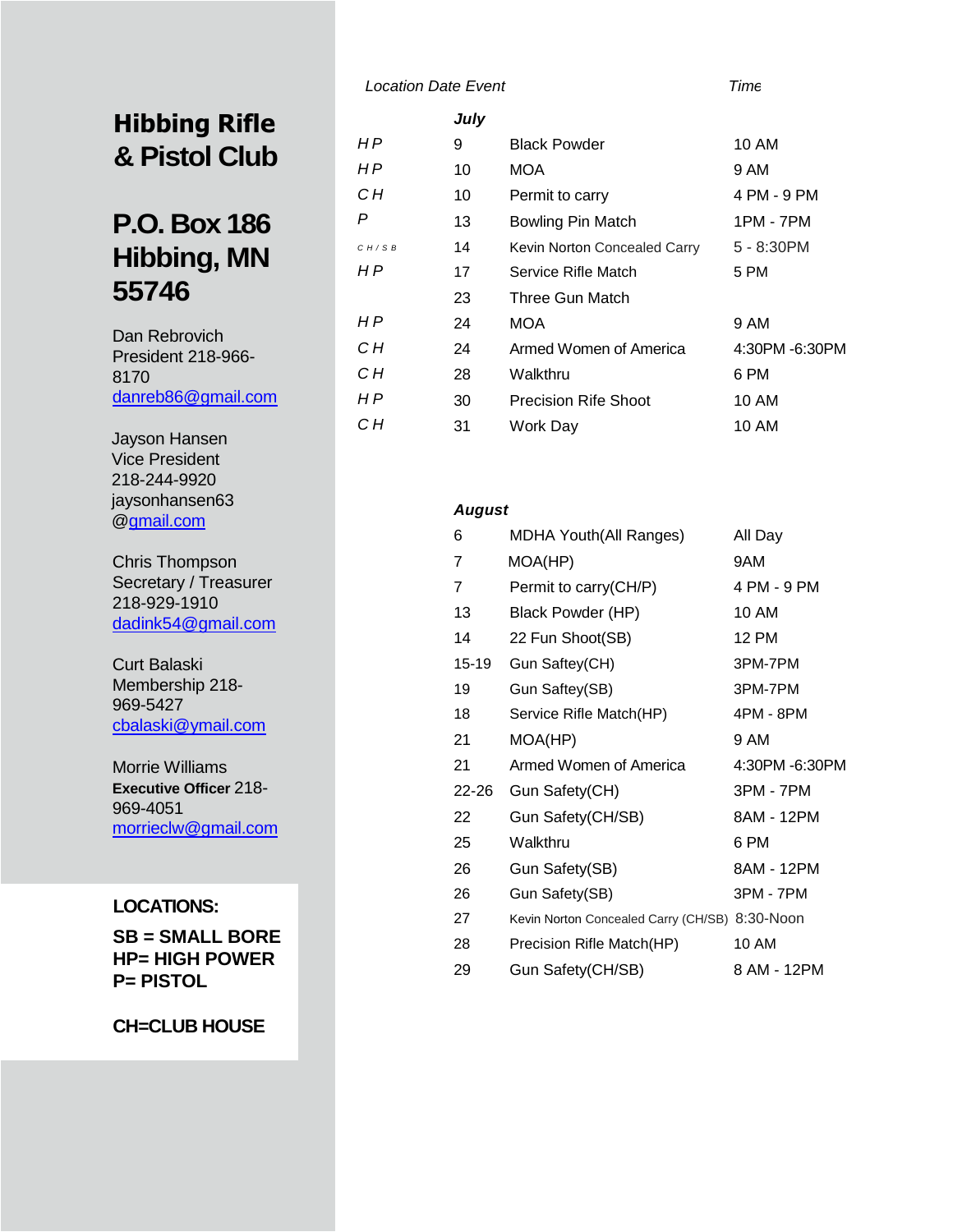# Hibbing Rifle & Pistol Club

## P.O. Box 186 Hibbing, MN 55746

Dan Rebrovich
President 218-966-8170
danreb86@gmail.com

Jayson Hansen
Vice President
218-244-9920
jaysonhansen63@gmail.com

Chris Thompson
Secretary / Treasurer
218-929-1910
dadink54@gmail.com

Curt Balaski
Membership 218-969-5427
cbalaski@ymail.com

Morrie Williams
**Executive Officer** 218-969-4051
morrieclw@gmail.com

**LOCATIONS:**

**SB = SMALL BORE**
**HP= HIGH POWER**
**P= PISTOL**

**CH=CLUB HOUSE**

| *Location* | *Date* | *Event* | *Time* |
|---|---|---|---|
| | ***July*** | | |
| HP | 9 | Black Powder | 10 AM |
| HP | 10 | MOA | 9 AM |
| CH | 10 | Permit to carry | 4 PM - 9 PM |
| P | 13 | Bowling Pin Match | 1PM - 7PM |
| CH/SB | 14 | Kevin Norton Concealed Carry | 5 - 8:30PM |
| HP | 17 | Service Rifle Match | 5 PM |
| | 23 | Three Gun Match | |
| HP | 24 | MOA | 9 AM |
| CH | 24 | Armed Women of America | 4:30PM -6:30PM |
| CH | 28 | Walkthru | 6 PM |
| HP | 30 | Precision Rife Shoot | 10 AM |
| CH | 31 | Work Day | 10 AM |
| | ***August*** | | |
| | 6 | MDHA Youth(All Ranges) | All Day |
| | 7 | MOA(HP) | 9AM |
| | 7 | Permit to carry(CH/P) | 4 PM - 9 PM |
| | 13 | Black Powder (HP) | 10 AM |
| | 14 | 22 Fun Shoot(SB) | 12 PM |
| | 15-19 | Gun Saftey(CH) | 3PM-7PM |
| | 19 | Gun Saftey(SB) | 3PM-7PM |
| | 18 | Service Rifle Match(HP) | 4PM - 8PM |
| | 21 | MOA(HP) | 9 AM |
| | 21 | Armed Women of America | 4:30PM -6:30PM |
| | 22-26 | Gun Safety(CH) | 3PM - 7PM |
| | 22 | Gun Safety(CH/SB) | 8AM - 12PM |
| | 25 | Walkthru | 6 PM |
| | 26 | Gun Safety(SB) | 8AM - 12PM |
| | 26 | Gun Safety(SB) | 3PM - 7PM |
| | 27 | Kevin Norton Concealed Carry (CH/SB) | 8:30-Noon |
| | 28 | Precision Rifle Match(HP) | 10 AM |
| | 29 | Gun Safety(CH/SB) | 8 AM - 12PM |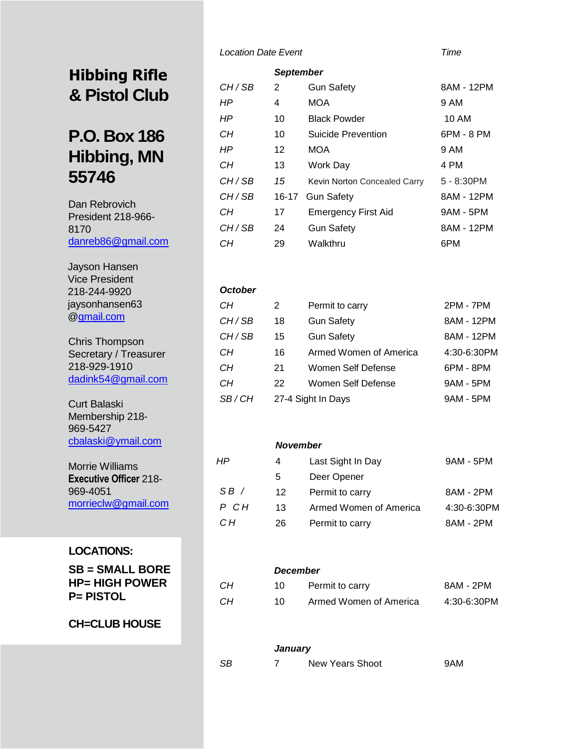# Hibbing Rifle & Pistol Club

## P.O. Box 186 Hibbing, MN 55746

Dan Rebrovich
President 218-966-8170
danreb86@gmail.com

Jayson Hansen
Vice President
218-244-9920
jaysonhansen63@gmail.com

Chris Thompson
Secretary / Treasurer
218-929-1910
dadink54@gmail.com

Curt Balaski
Membership 218-969-5427
cbalaski@ymail.com

Morrie Williams
**Executive Officer** 218-969-4051
morrieclw@gmail.com

**LOCATIONS:**

**SB = SMALL BORE**
**HP= HIGH POWER**
**P= PISTOL**

**CH=CLUB HOUSE**

| *Location* | *Date* | *Event* | *Time* |
|---|---|---|---|
| | ***September*** | | |
| *CH / SB* | 2 | Gun Safety | 8AM - 12PM |
| *HP* | 4 | MOA | 9 AM |
| *HP* | 10 | Black Powder | 10 AM |
| *CH* | 10 | Suicide Prevention | 6PM - 8 PM |
| *HP* | 12 | MOA | 9 AM |
| *CH* | 13 | Work Day | 4 PM |
| *CH / SB* | *15* | Kevin Norton Concealed Carry | 5 - 8:30PM |
| *CH / SB* | 16-17 | Gun Safety | 8AM - 12PM |
| *CH* | 17 | Emergency First Aid | 9AM - 5PM |
| *CH / SB* | 24 | Gun Safety | 8AM - 12PM |
| *CH* | 29 | Walkthru | 6PM |
| ***October*** | | | |
| *CH* | 2 | Permit to carry | 2PM - 7PM |
| *CH / SB* | 18 | Gun Safety | 8AM - 12PM |
| *CH / SB* | 15 | Gun Safety | 8AM - 12PM |
| *CH* | 16 | Armed Women of America | 4:30-6:30PM |
| *CH* | 21 | Women Self Defense | 6PM - 8PM |
| *CH* | 22 | Women Self Defense | 9AM - 5PM |
| *SB / CH* | 27-4 | Sight In Days | 9AM - 5PM |
| | ***November*** | | |
| *HP* | 4 | Last Sight In Day | 9AM - 5PM |
| | 5 | Deer Opener | |
| *SB /* | 12 | Permit to carry | 8AM - 2PM |
| *P CH* | 13 | Armed Women of America | 4:30-6:30PM |
| *CH* | 26 | Permit to carry | 8AM - 2PM |
| | ***December*** | | |
| *CH* | 10 | Permit to carry | 8AM - 2PM |
| *CH* | 10 | Armed Women of America | 4:30-6:30PM |
| | ***January*** | | |
| *SB* | 7 | New Years Shoot | 9AM |